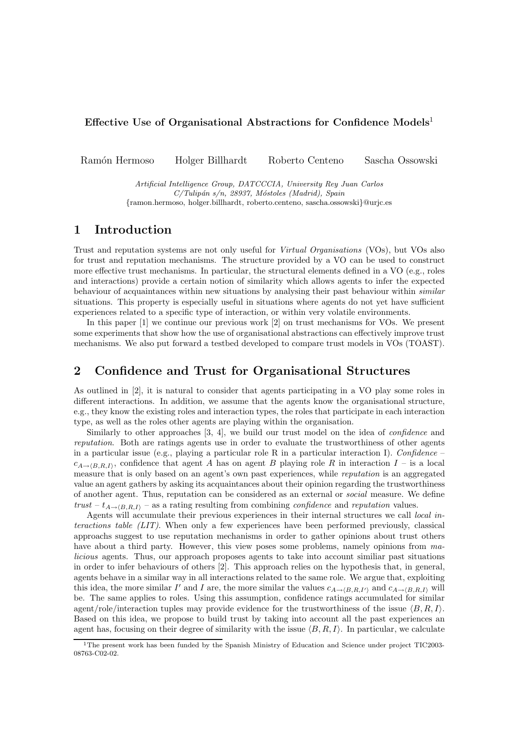**Effective Use of Organisational Abstractions for Confidence Models**[1]

Ramón Hermoso Holger Billhardt Roberto Centeno Sascha Ossowski

*Artificial Intelligence Group, DATCCCIA, University Rey Juan Carlos*
*C/Tulipán s/n, 28937, Móstoles (Madrid), Spain*
{ramon.hermoso, holger.billhardt, roberto.centeno, sascha.ossowski}@urjc.es

# 1 Introduction

Trust and reputation systems are not only useful for *Virtual Organisations* (VOs), but VOs also for trust and reputation mechanisms. The structure provided by a VO can be used to construct more effective trust mechanisms. In particular, the structural elements defined in a VO (e.g., roles and interactions) provide a certain notion of similarity which allows agents to infer the expected behaviour of acquaintances within new situations by analysing their past behaviour within *similar* situations. This property is especially useful in situations where agents do not yet have sufficient experiences related to a specific type of interaction, or within very volatile environments.

In this paper [1] we continue our previous work [2] on trust mechanisms for VOs. We present some experiments that show how the use of organisational abstractions can effectively improve trust mechanisms. We also put forward a testbed developed to compare trust models in VOs (TOAST).

# 2 Confidence and Trust for Organisational Structures

As outlined in [2], it is natural to consider that agents participating in a VO play some roles in different interactions. In addition, we assume that the agents know the organisational structure, e.g., they know the existing roles and interaction types, the roles that participate in each interaction type, as well as the roles other agents are playing within the organisation.

Similarly to other approaches [3, 4], we build our trust model on the idea of *confidence* and *reputation*. Both are ratings agents use in order to evaluate the trustworthiness of other agents in a particular issue (e.g., playing a particular role R in a particular interaction I). *Confidence* – $c_{A\rightarrow\langle B,R,I\rangle}$, confidence that agent $A$ has on agent $B$ playing role $R$ in interaction $I$ – is a local measure that is only based on an agent's own past experiences, while *reputation* is an aggregated value an agent gathers by asking its acquaintances about their opinion regarding the trustworthiness of another agent. Thus, reputation can be considered as an external or *social* measure. We define *trust* – $t_{A\rightarrow\langle B,R,I\rangle}$ – as a rating resulting from combining *confidence* and *reputation* values.

Agents will accumulate their previous experiences in their internal structures we call *local interactions table (LIT)*. When only a few experiences have been performed previously, classical approachs suggest to use reputation mechanisms in order to gather opinions about trust others have about a third party. However, this view poses some problems, namely opinions from *malicious* agents. Thus, our approach proposes agents to take into account similiar past situations in order to infer behaviours of others [2]. This approach relies on the hypothesis that, in general, agents behave in a similar way in all interactions related to the same role. We argue that, exploiting this idea, the more similar $I'$ and $I$ are, the more similar the values $c_{A\rightarrow\langle B,R,I'\rangle}$ and $c_{A\rightarrow\langle B,R,I\rangle}$ will be. The same applies to roles. Using this assumption, confidence ratings accumulated for similar agent/role/interaction tuples may provide evidence for the trustworthiness of the issue $\langle B, R, I\rangle$. Based on this idea, we propose to build trust by taking into account all the past experiences an agent has, focusing on their degree of similarity with the issue $\langle B, R, I\rangle$. In particular, we calculate

[1] The present work has been funded by the Spanish Ministry of Education and Science under project TIC2003-08763-C02-02.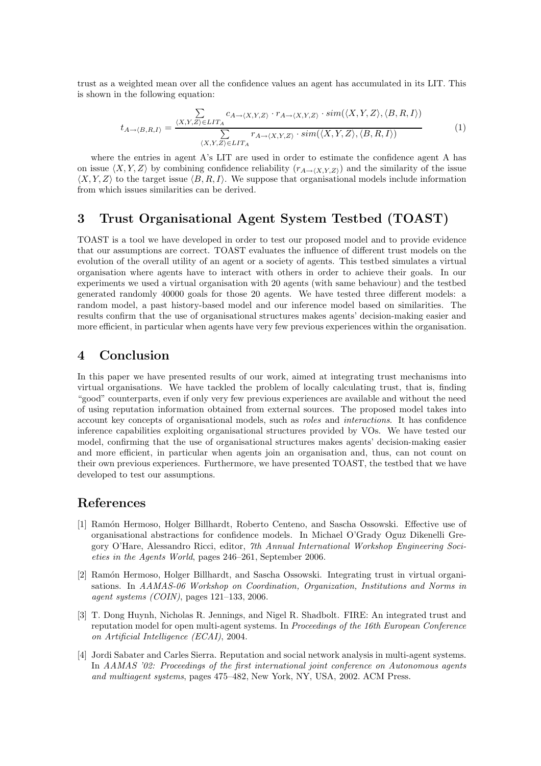trust as a weighted mean over all the confidence values an agent has accumulated in its LIT. This is shown in the following equation:

$$t_{A\rightarrow\langle B,R,I\rangle} = \frac{\sum\limits_{\langle X,Y,Z\rangle\in LIT_A} c_{A\rightarrow\langle X,Y,Z\rangle} \cdot r_{A\rightarrow\langle X,Y,Z\rangle} \cdot sim(\langle X,Y,Z\rangle, \langle B,R,I\rangle)}{\sum\limits_{\langle X,Y,Z\rangle\in LIT_A} r_{A\rightarrow\langle X,Y,Z\rangle} \cdot sim(\langle X,Y,Z\rangle, \langle B,R,I\rangle)} \tag{1}$$

where the entries in agent A's LIT are used in order to estimate the confidence agent A has on issue $\langle X,Y,Z\rangle$ by combining confidence reliability ($r_{A\rightarrow\langle X,Y,Z\rangle}$) and the similarity of the issue $\langle X,Y,Z\rangle$ to the target issue $\langle B,R,I\rangle$. We suppose that organisational models include information from which issues similarities can be derived.

## 3 Trust Organisational Agent System Testbed (TOAST)

TOAST is a tool we have developed in order to test our proposed model and to provide evidence that our assumptions are correct. TOAST evaluates the influence of different trust models on the evolution of the overall utility of an agent or a society of agents. This testbed simulates a virtual organisation where agents have to interact with others in order to achieve their goals. In our experiments we used a virtual organisation with 20 agents (with same behaviour) and the testbed generated randomly 40000 goals for those 20 agents. We have tested three different models: a random model, a past history-based model and our inference model based on similarities. The results confirm that the use of organisational structures makes agents' decision-making easier and more efficient, in particular when agents have very few previous experiences within the organisation.

## 4 Conclusion

In this paper we have presented results of our work, aimed at integrating trust mechanisms into virtual organisations. We have tackled the problem of locally calculating trust, that is, finding "good" counterparts, even if only very few previous experiences are available and without the need of using reputation information obtained from external sources. The proposed model takes into account key concepts of organisational models, such as *roles* and *interactions*. It has confidence inference capabilities exploiting organisational structures provided by VOs. We have tested our model, confirming that the use of organisational structures makes agents' decision-making easier and more efficient, in particular when agents join an organisation and, thus, can not count on their own previous experiences. Furthermore, we have presented TOAST, the testbed that we have developed to test our assumptions.

## References

[1] Ramón Hermoso, Holger Billhardt, Roberto Centeno, and Sascha Ossowski. Effective use of organisational abstractions for confidence models. In Michael O'Grady Oguz Dikenelli Gregory O'Hare, Alessandro Ricci, editor, *7th Annual International Workshop Engineering Societies in the Agents World*, pages 246–261, September 2006.

[2] Ramón Hermoso, Holger Billhardt, and Sascha Ossowski. Integrating trust in virtual organisations. In *AAMAS-06 Workshop on Coordination, Organization, Institutions and Norms in agent systems (COIN)*, pages 121–133, 2006.

[3] T. Dong Huynh, Nicholas R. Jennings, and Nigel R. Shadbolt. FIRE: An integrated trust and reputation model for open multi-agent systems. In *Proceedings of the 16th European Conference on Artificial Intelligence (ECAI)*, 2004.

[4] Jordi Sabater and Carles Sierra. Reputation and social network analysis in multi-agent systems. In *AAMAS '02: Proceedings of the first international joint conference on Autonomous agents and multiagent systems*, pages 475–482, New York, NY, USA, 2002. ACM Press.